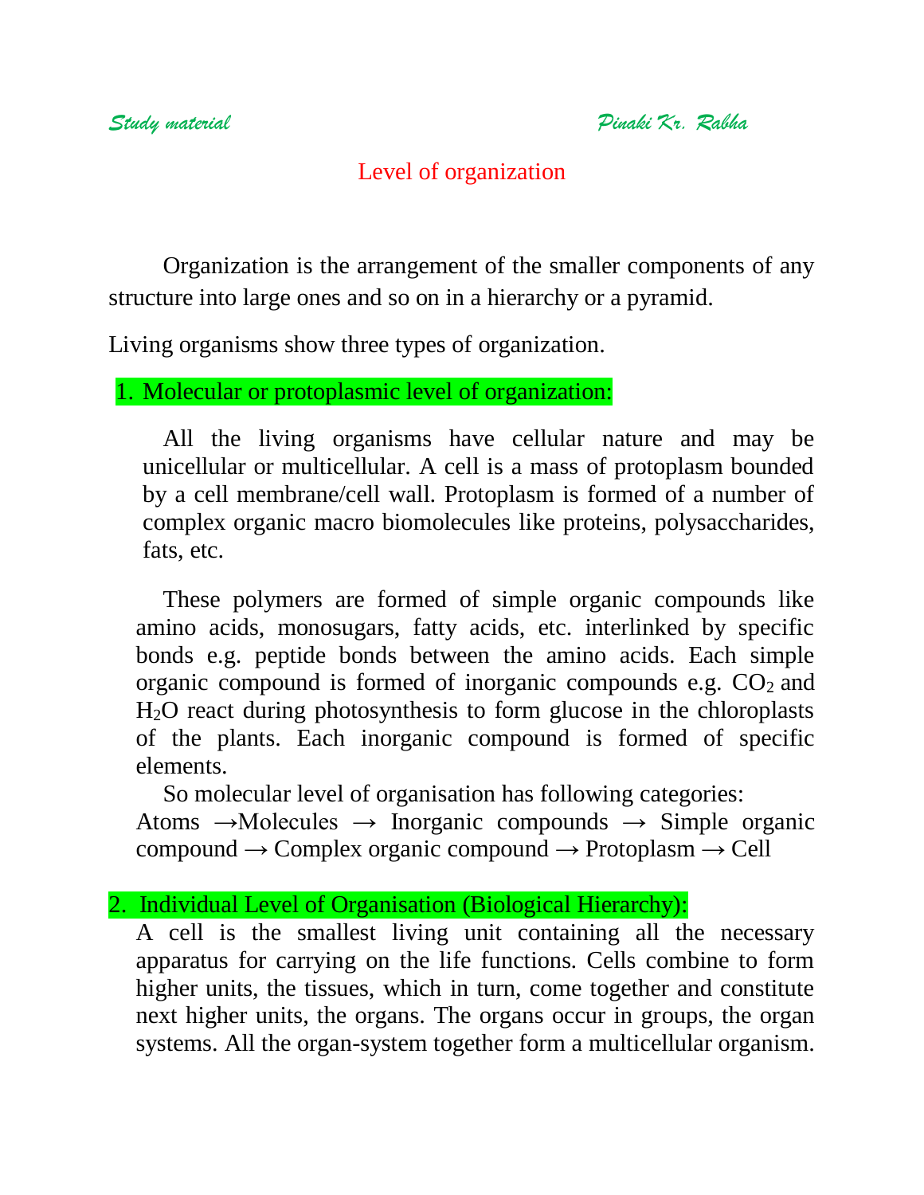# Level of organization

Organization is the arrangement of the smaller components of any structure into large ones and so on in a hierarchy or a pyramid.

Living organisms show three types of organization.

## 1. Molecular or protoplasmic level of organization:

All the living organisms have cellular nature and may be unicellular or multicellular. A cell is a mass of protoplasm bounded by a cell membrane/cell wall. Protoplasm is formed of a number of complex organic macro biomolecules like proteins, polysaccharides, fats, etc.

These polymers are formed of simple organic compounds like amino acids, monosugars, fatty acids, etc. interlinked by specific bonds e.g. peptide bonds between the amino acids. Each simple organic compound is formed of inorganic compounds e.g. $CO_2$ and $H_2O$ react during photosynthesis to form glucose in the chloroplasts of the plants. Each inorganic compound is formed of specific elements.

So molecular level of organisation has following categories:

Atoms →Molecules → Inorganic compounds → Simple organic compound → Complex organic compound → Protoplasm → Cell

## 2. Individual Level of Organisation (Biological Hierarchy):

A cell is the smallest living unit containing all the necessary apparatus for carrying on the life functions. Cells combine to form higher units, the tissues, which in turn, come together and constitute next higher units, the organs. The organs occur in groups, the organ systems. All the organ-system together form a multicellular organism.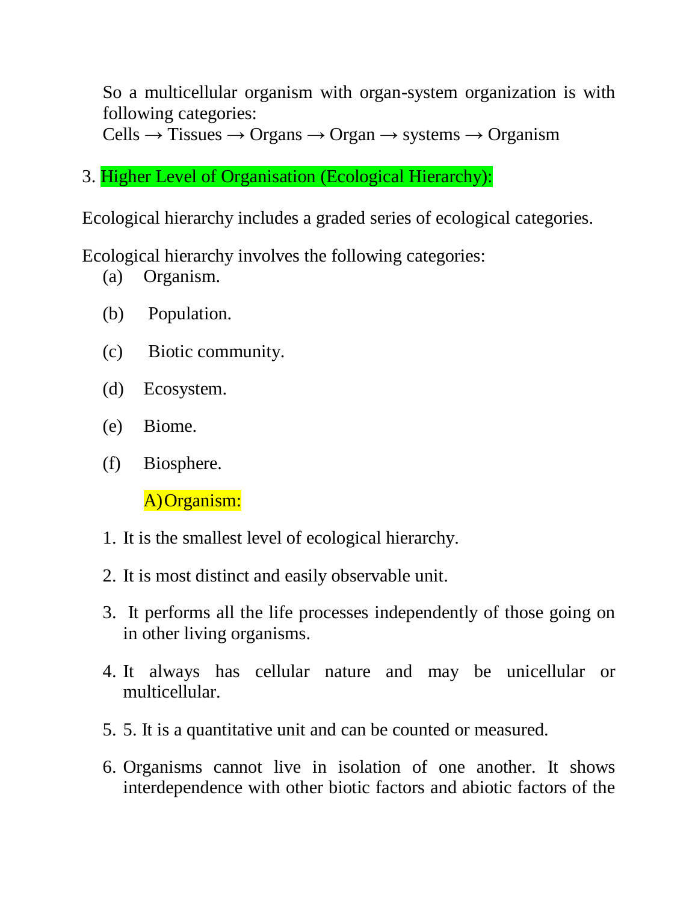So a multicellular organism with organ-system organization is with following categories:
Cells → Tissues → Organs → Organ → systems → Organism

## 3. Higher Level of Organisation (Ecological Hierarchy):

Ecological hierarchy includes a graded series of ecological categories.

Ecological hierarchy involves the following categories:

(a) Organism.

(b) Population.

(c) Biotic community.

(d) Ecosystem.

(e) Biome.

(f) Biosphere.

### A) Organism:

1. It is the smallest level of ecological hierarchy.
2. It is most distinct and easily observable unit.
3. It performs all the life processes independently of those going on in other living organisms.
4. It always has cellular nature and may be unicellular or multicellular.
5. 5. It is a quantitative unit and can be counted or measured.
6. Organisms cannot live in isolation of one another. It shows interdependence with other biotic factors and abiotic factors of the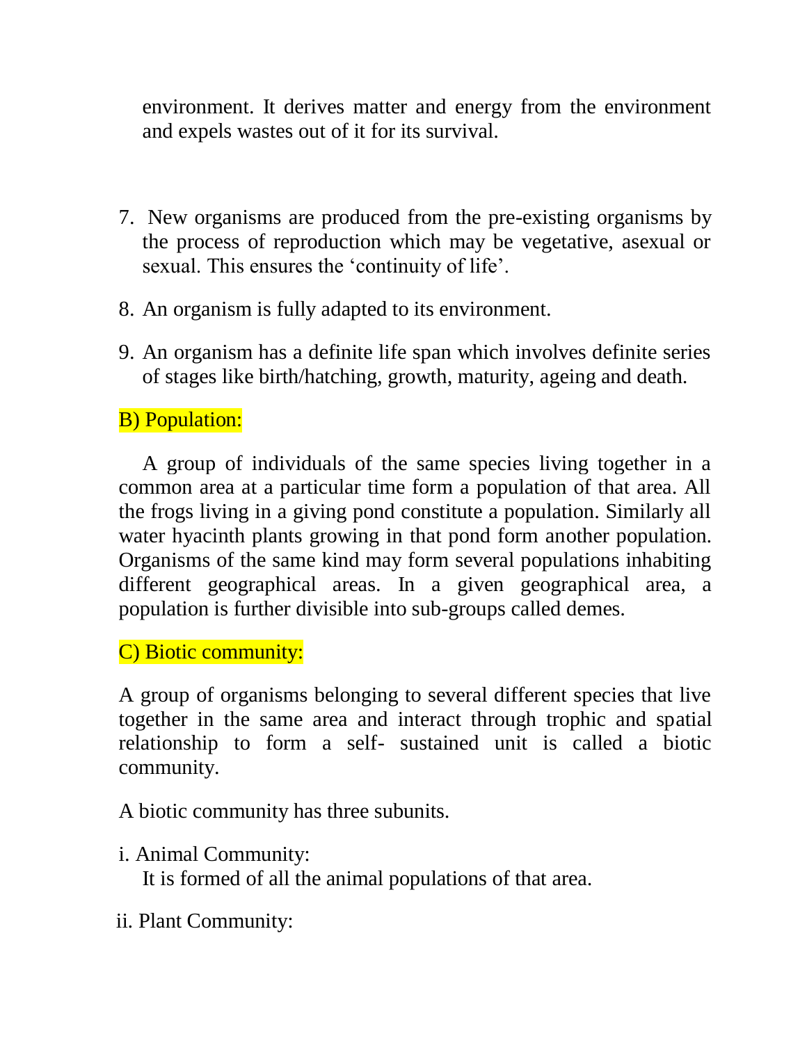environment. It derives matter and energy from the environment and expels wastes out of it for its survival.

7. New organisms are produced from the pre-existing organisms by the process of reproduction which may be vegetative, asexual or sexual. This ensures the 'continuity of life'.
8. An organism is fully adapted to its environment.
9. An organism has a definite life span which involves definite series of stages like birth/hatching, growth, maturity, ageing and death.

## B) Population:

A group of individuals of the same species living together in a common area at a particular time form a population of that area. All the frogs living in a giving pond constitute a population. Similarly all water hyacinth plants growing in that pond form another population. Organisms of the same kind may form several populations inhabiting different geographical areas. In a given geographical area, a population is further divisible into sub-groups called demes.

## C) Biotic community:

A group of organisms belonging to several different species that live together in the same area and interact through trophic and spatial relationship to form a self- sustained unit is called a biotic community.

A biotic community has three subunits.

i. Animal Community:
It is formed of all the animal populations of that area.

ii. Plant Community: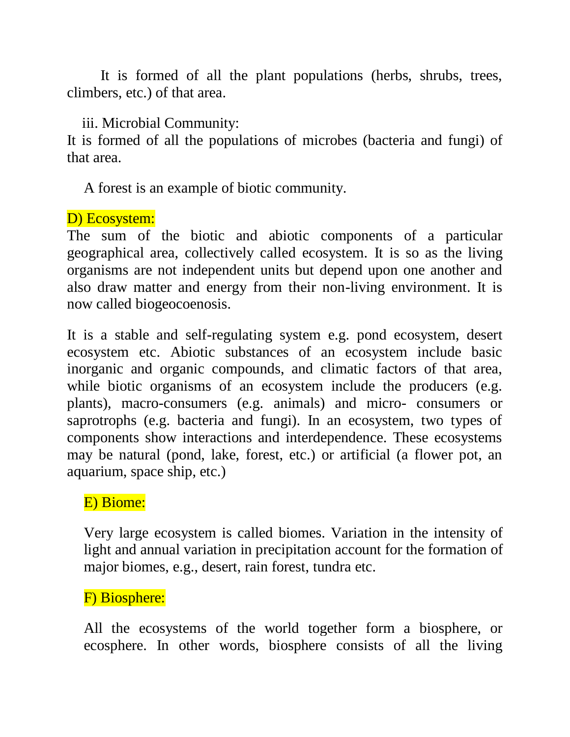It is formed of all the plant populations (herbs, shrubs, trees, climbers, etc.) of that area.

iii. Microbial Community:

It is formed of all the populations of microbes (bacteria and fungi) of that area.

A forest is an example of biotic community.

### D) Ecosystem:

The sum of the biotic and abiotic components of a particular geographical area, collectively called ecosystem. It is so as the living organisms are not independent units but depend upon one another and also draw matter and energy from their non-living environment. It is now called biogeocoenosis.

It is a stable and self-regulating system e.g. pond ecosystem, desert ecosystem etc. Abiotic substances of an ecosystem include basic inorganic and organic compounds, and climatic factors of that area, while biotic organisms of an ecosystem include the producers (e.g. plants), macro-consumers (e.g. animals) and micro- consumers or saprotrophs (e.g. bacteria and fungi). In an ecosystem, two types of components show interactions and interdependence. These ecosystems may be natural (pond, lake, forest, etc.) or artificial (a flower pot, an aquarium, space ship, etc.)

### E) Biome:

Very large ecosystem is called biomes. Variation in the intensity of light and annual variation in precipitation account for the formation of major biomes, e.g., desert, rain forest, tundra etc.

### F) Biosphere:

All the ecosystems of the world together form a biosphere, or ecosphere. In other words, biosphere consists of all the living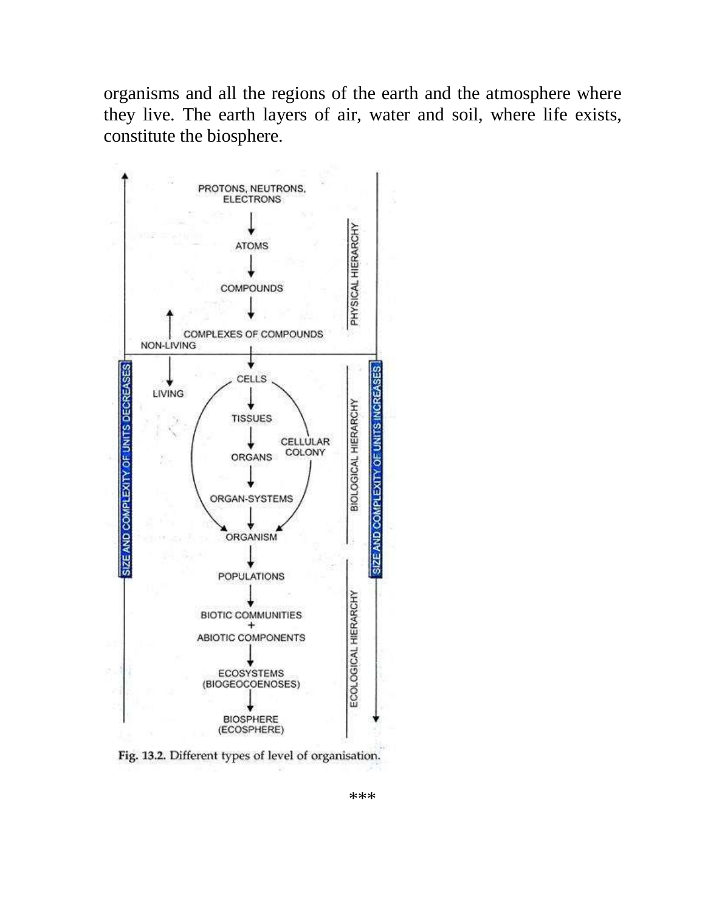organisms and all the regions of the earth and the atmosphere where they live. The earth layers of air, water and soil, where life exists, constitute the biosphere.

PROTONS, NEUTRONS, ELECTRONS

ATOMS

COMPOUNDS

COMPLEXES OF COMPOUNDS

NON-LIVING

LIVING

CELLS

TISSUES

ORGANS

ORGAN-SYSTEMS

ORGANISM

CELLULAR COLONY

POPULATIONS

BIOTIC COMMUNITIES + ABIOTIC COMPONENTS

ECOSYSTEMS (BIOGEOCOENOSES)

BIOSPHERE (ECOSPHERE)

PHYSICAL HIERARCHY

BIOLOGICAL HIERARCHY

ECOLOGICAL HIERARCHY

SIZE AND COMPLEXITY OF UNITS DECREASES

SIZE AND COMPLEXITY OF UNITS INCREASES

**Fig. 13.2.** Different types of level of organisation.

***